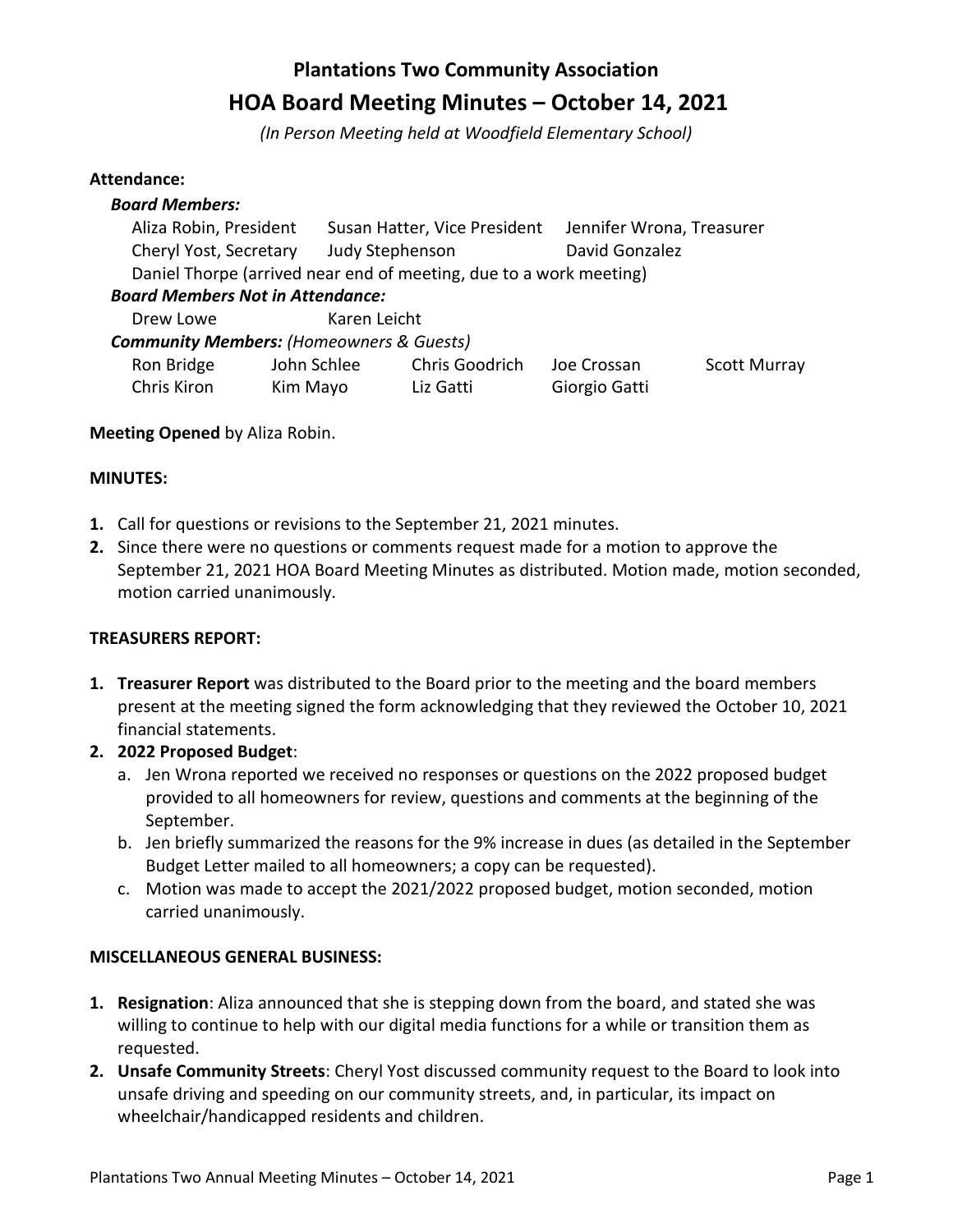# Plantations Two Community Association

## HOA Board Meeting Minutes – October 14, 2021

*(In Person Meeting held at Woodfield Elementary School)*

**Attendance:**

***Board Members:***

Aliza Robin, President  
Susan Hatter, Vice President  
Jennifer Wrona, Treasurer  
Cheryl Yost, Secretary  
Judy Stephenson  
David Gonzalez  
Daniel Thorpe (arrived near end of meeting, due to a work meeting)

***Board Members Not in Attendance:***

Drew Lowe  
Karen Leicht

***Community Members:*** *(Homeowners & Guests)*

Ron Bridge  
John Schlee  
Chris Goodrich  
Joe Crossan  
Scott Murray  
Chris Kiron  
Kim Mayo  
Liz Gatti  
Giorgio Gatti

**Meeting Opened** by Aliza Robin.

**MINUTES:**

1. Call for questions or revisions to the September 21, 2021 minutes.
2. Since there were no questions or comments request made for a motion to approve the September 21, 2021 HOA Board Meeting Minutes as distributed. Motion made, motion seconded, motion carried unanimously.

**TREASURERS REPORT:**

1. **Treasurer Report** was distributed to the Board prior to the meeting and the board members present at the meeting signed the form acknowledging that they reviewed the October 10, 2021 financial statements.
2. **2022 Proposed Budget**:
   a. Jen Wrona reported we received no responses or questions on the 2022 proposed budget provided to all homeowners for review, questions and comments at the beginning of the September.
   b. Jen briefly summarized the reasons for the 9% increase in dues (as detailed in the September Budget Letter mailed to all homeowners; a copy can be requested).
   c. Motion was made to accept the 2021/2022 proposed budget, motion seconded, motion carried unanimously.

**MISCELLANEOUS GENERAL BUSINESS:**

1. **Resignation**: Aliza announced that she is stepping down from the board, and stated she was willing to continue to help with our digital media functions for a while or transition them as requested.
2. **Unsafe Community Streets**: Cheryl Yost discussed community request to the Board to look into unsafe driving and speeding on our community streets, and, in particular, its impact on wheelchair/handicapped residents and children.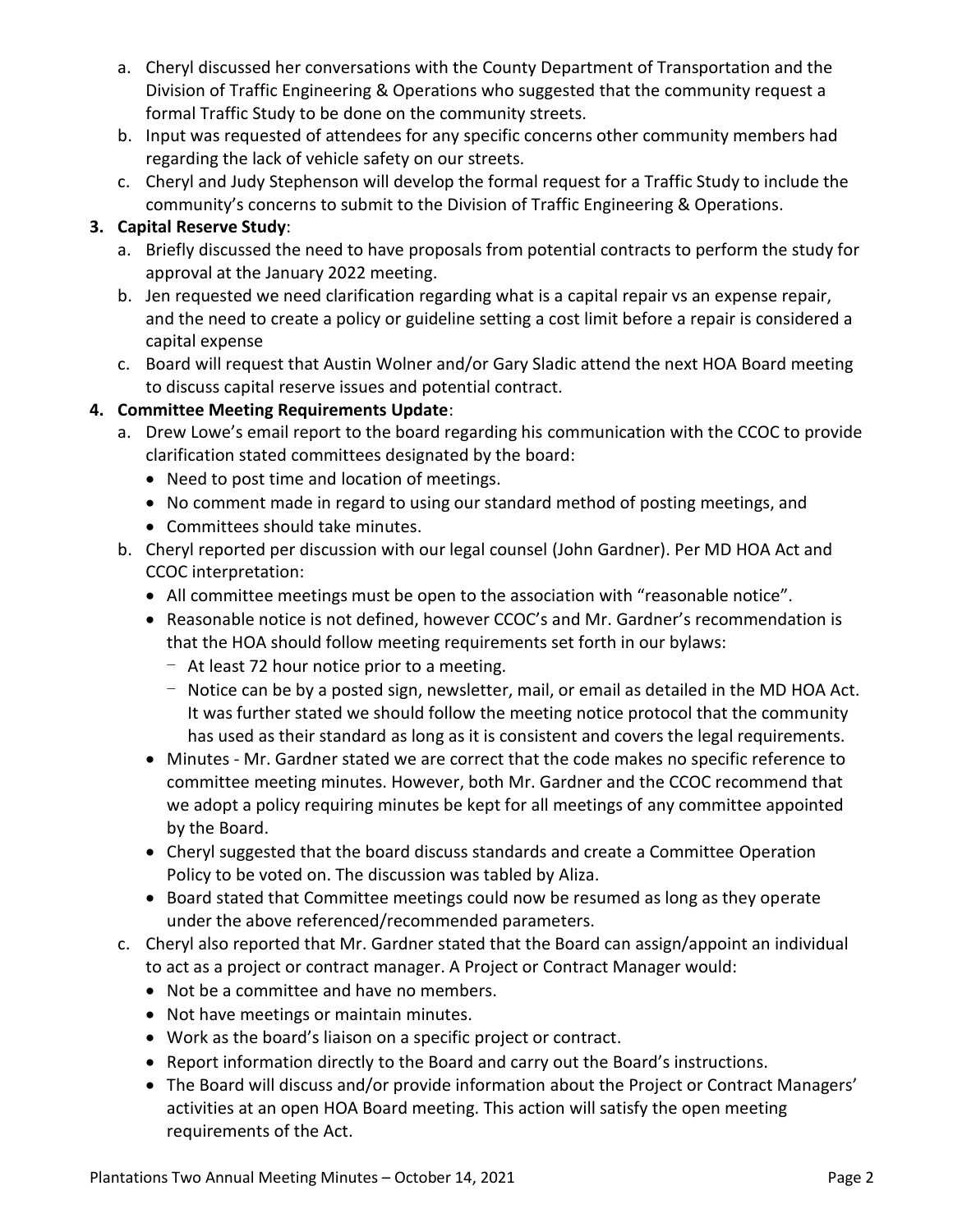a. Cheryl discussed her conversations with the County Department of Transportation and the Division of Traffic Engineering & Operations who suggested that the community request a formal Traffic Study to be done on the community streets.
b. Input was requested of attendees for any specific concerns other community members had regarding the lack of vehicle safety on our streets.
c. Cheryl and Judy Stephenson will develop the formal request for a Traffic Study to include the community's concerns to submit to the Division of Traffic Engineering & Operations.

**3. Capital Reserve Study**:

a. Briefly discussed the need to have proposals from potential contracts to perform the study for approval at the January 2022 meeting.
b. Jen requested we need clarification regarding what is a capital repair vs an expense repair, and the need to create a policy or guideline setting a cost limit before a repair is considered a capital expense
c. Board will request that Austin Wolner and/or Gary Sladic attend the next HOA Board meeting to discuss capital reserve issues and potential contract.

**4. Committee Meeting Requirements Update**:

a. Drew Lowe's email report to the board regarding his communication with the CCOC to provide clarification stated committees designated by the board:
   - Need to post time and location of meetings.
   - No comment made in regard to using our standard method of posting meetings, and
   - Committees should take minutes.
b. Cheryl reported per discussion with our legal counsel (John Gardner). Per MD HOA Act and CCOC interpretation:
   - All committee meetings must be open to the association with "reasonable notice".
   - Reasonable notice is not defined, however CCOC's and Mr. Gardner's recommendation is that the HOA should follow meeting requirements set forth in our bylaws:
     - At least 72 hour notice prior to a meeting.
     - Notice can be by a posted sign, newsletter, mail, or email as detailed in the MD HOA Act. It was further stated we should follow the meeting notice protocol that the community has used as their standard as long as it is consistent and covers the legal requirements.
   - Minutes - Mr. Gardner stated we are correct that the code makes no specific reference to committee meeting minutes. However, both Mr. Gardner and the CCOC recommend that we adopt a policy requiring minutes be kept for all meetings of any committee appointed by the Board.
   - Cheryl suggested that the board discuss standards and create a Committee Operation Policy to be voted on. The discussion was tabled by Aliza.
   - Board stated that Committee meetings could now be resumed as long as they operate under the above referenced/recommended parameters.
c. Cheryl also reported that Mr. Gardner stated that the Board can assign/appoint an individual to act as a project or contract manager. A Project or Contract Manager would:
   - Not be a committee and have no members.
   - Not have meetings or maintain minutes.
   - Work as the board's liaison on a specific project or contract.
   - Report information directly to the Board and carry out the Board's instructions.
   - The Board will discuss and/or provide information about the Project or Contract Managers' activities at an open HOA Board meeting. This action will satisfy the open meeting requirements of the Act.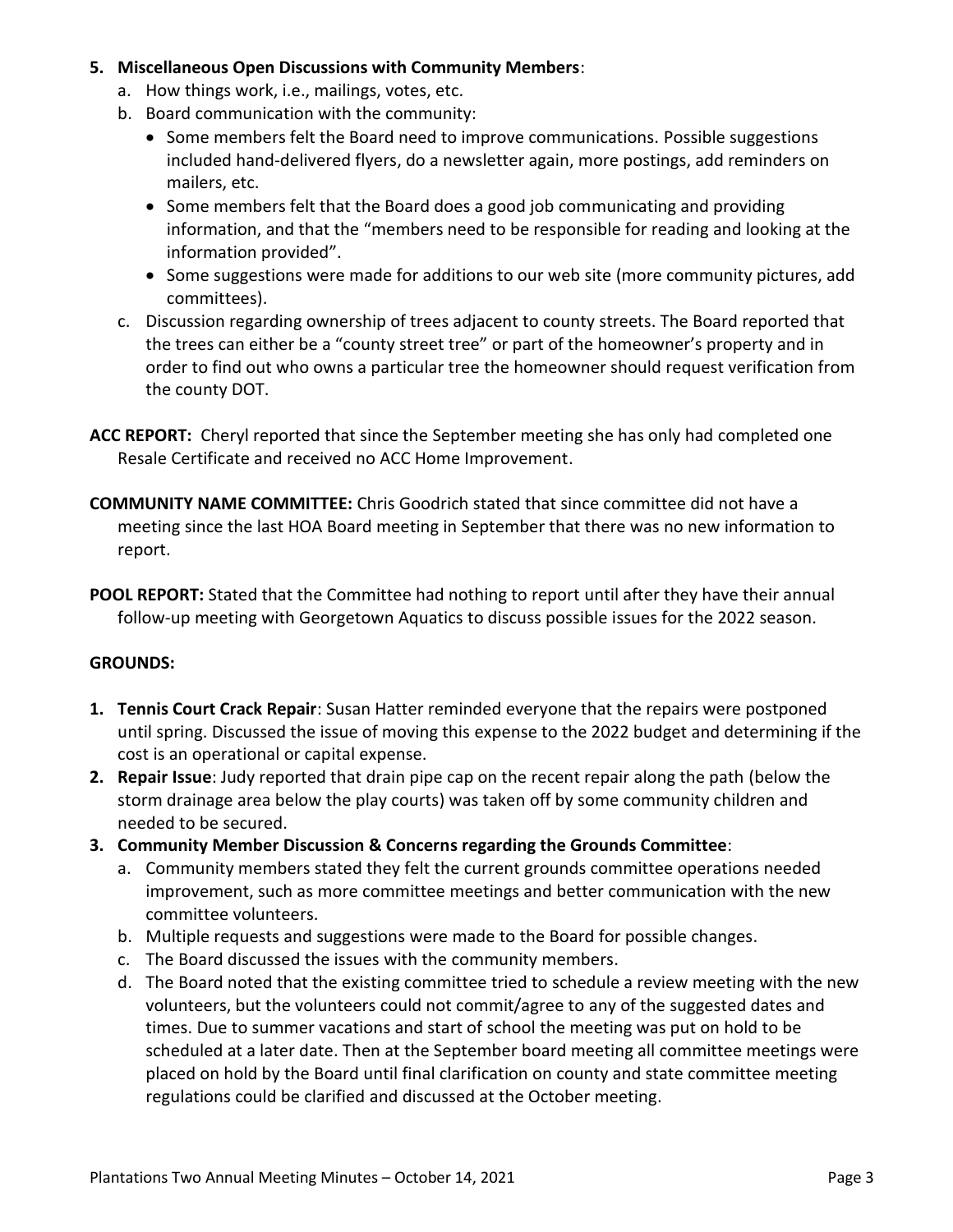5. **Miscellaneous Open Discussions with Community Members**:
   a. How things work, i.e., mailings, votes, etc.
   b. Board communication with the community:
      - Some members felt the Board need to improve communications. Possible suggestions included hand-delivered flyers, do a newsletter again, more postings, add reminders on mailers, etc.
      - Some members felt that the Board does a good job communicating and providing information, and that the "members need to be responsible for reading and looking at the information provided".
      - Some suggestions were made for additions to our web site (more community pictures, add committees).
   c. Discussion regarding ownership of trees adjacent to county streets. The Board reported that the trees can either be a "county street tree" or part of the homeowner's property and in order to find out who owns a particular tree the homeowner should request verification from the county DOT.

**ACC REPORT:** Cheryl reported that since the September meeting she has only had completed one Resale Certificate and received no ACC Home Improvement.

**COMMUNITY NAME COMMITTEE:** Chris Goodrich stated that since committee did not have a meeting since the last HOA Board meeting in September that there was no new information to report.

**POOL REPORT:** Stated that the Committee had nothing to report until after they have their annual follow-up meeting with Georgetown Aquatics to discuss possible issues for the 2022 season.

**GROUNDS:**

1. **Tennis Court Crack Repair**: Susan Hatter reminded everyone that the repairs were postponed until spring. Discussed the issue of moving this expense to the 2022 budget and determining if the cost is an operational or capital expense.
2. **Repair Issue**: Judy reported that drain pipe cap on the recent repair along the path (below the storm drainage area below the play courts) was taken off by some community children and needed to be secured.
3. **Community Member Discussion & Concerns regarding the Grounds Committee**:
   a. Community members stated they felt the current grounds committee operations needed improvement, such as more committee meetings and better communication with the new committee volunteers.
   b. Multiple requests and suggestions were made to the Board for possible changes.
   c. The Board discussed the issues with the community members.
   d. The Board noted that the existing committee tried to schedule a review meeting with the new volunteers, but the volunteers could not commit/agree to any of the suggested dates and times. Due to summer vacations and start of school the meeting was put on hold to be scheduled at a later date. Then at the September board meeting all committee meetings were placed on hold by the Board until final clarification on county and state committee meeting regulations could be clarified and discussed at the October meeting.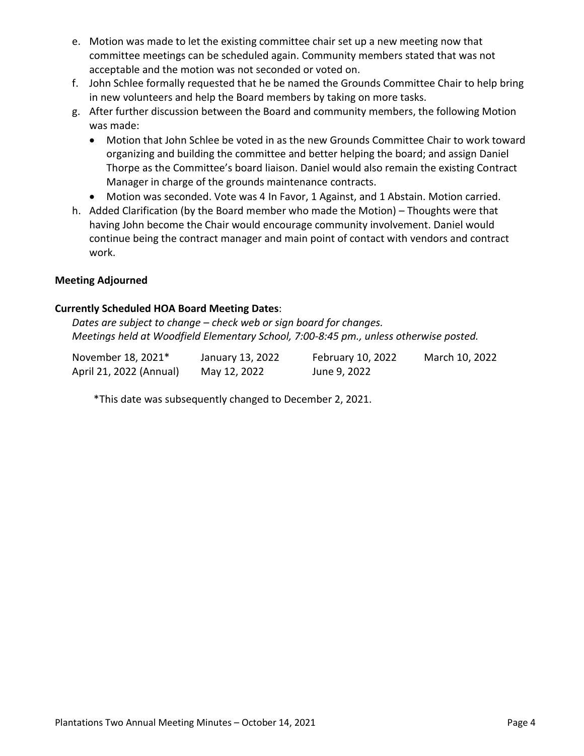e. Motion was made to let the existing committee chair set up a new meeting now that committee meetings can be scheduled again. Community members stated that was not acceptable and the motion was not seconded or voted on.

f. John Schlee formally requested that he be named the Grounds Committee Chair to help bring in new volunteers and help the Board members by taking on more tasks.

g. After further discussion between the Board and community members, the following Motion was made:

- Motion that John Schlee be voted in as the new Grounds Committee Chair to work toward organizing and building the committee and better helping the board; and assign Daniel Thorpe as the Committee's board liaison. Daniel would also remain the existing Contract Manager in charge of the grounds maintenance contracts.
- Motion was seconded. Vote was 4 In Favor, 1 Against, and 1 Abstain. Motion carried.

h. Added Clarification (by the Board member who made the Motion) – Thoughts were that having John become the Chair would encourage community involvement. Daniel would continue being the contract manager and main point of contact with vendors and contract work.

**Meeting Adjourned**

**Currently Scheduled HOA Board Meeting Dates**:

*Dates are subject to change – check web or sign board for changes.*
*Meetings held at Woodfield Elementary School, 7:00-8:45 pm., unless otherwise posted.*

| | | | |
|---|---|---|---|
| November 18, 2021* | January 13, 2022 | February 10, 2022 | March 10, 2022 |
| April 21, 2022 (Annual) | May 12, 2022 | June 9, 2022 | |

*This date was subsequently changed to December 2, 2021.